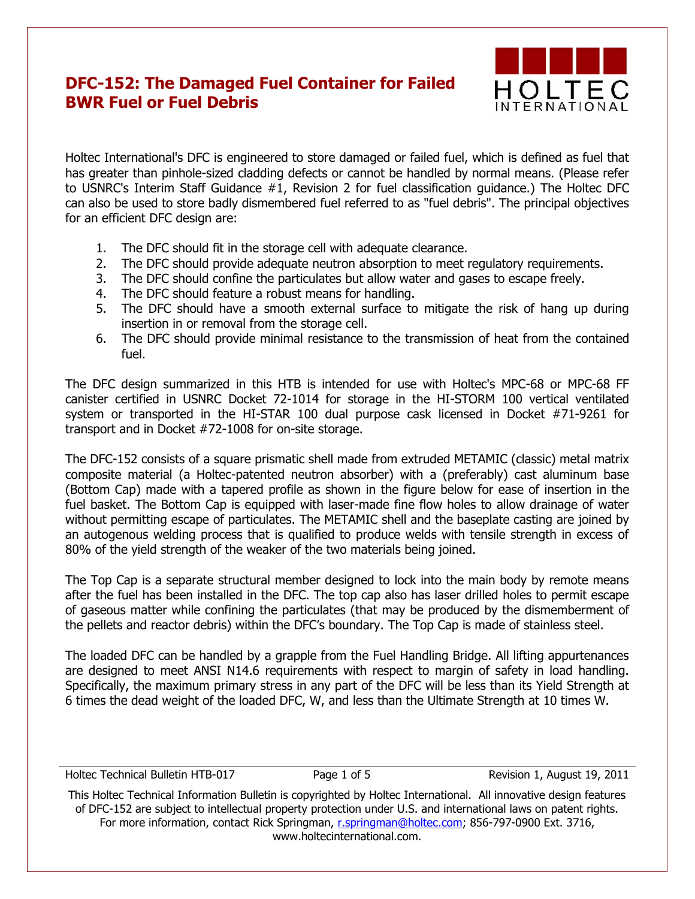# DFC-152: The Damaged Fuel Container for Failed BWR Fuel or Fuel Debris

Holtec International's DFC is engineered to store damaged or failed fuel, which is defined as fuel that has greater than pinhole-sized cladding defects or cannot be handled by normal means. (Please refer to USNRC's Interim Staff Guidance #1, Revision 2 for fuel classification guidance.) The Holtec DFC can also be used to store badly dismembered fuel referred to as "fuel debris". The principal objectives for an efficient DFC design are:

1. The DFC should fit in the storage cell with adequate clearance.
2. The DFC should provide adequate neutron absorption to meet regulatory requirements.
3. The DFC should confine the particulates but allow water and gases to escape freely.
4. The DFC should feature a robust means for handling.
5. The DFC should have a smooth external surface to mitigate the risk of hang up during insertion in or removal from the storage cell.
6. The DFC should provide minimal resistance to the transmission of heat from the contained fuel.

The DFC design summarized in this HTB is intended for use with Holtec's MPC-68 or MPC-68 FF canister certified in USNRC Docket 72-1014 for storage in the HI-STORM 100 vertical ventilated system or transported in the HI-STAR 100 dual purpose cask licensed in Docket #71-9261 for transport and in Docket #72-1008 for on-site storage.

The DFC-152 consists of a square prismatic shell made from extruded METAMIC (classic) metal matrix composite material (a Holtec-patented neutron absorber) with a (preferably) cast aluminum base (Bottom Cap) made with a tapered profile as shown in the figure below for ease of insertion in the fuel basket. The Bottom Cap is equipped with laser-made fine flow holes to allow drainage of water without permitting escape of particulates. The METAMIC shell and the baseplate casting are joined by an autogenous welding process that is qualified to produce welds with tensile strength in excess of 80% of the yield strength of the weaker of the two materials being joined.

The Top Cap is a separate structural member designed to lock into the main body by remote means after the fuel has been installed in the DFC. The top cap also has laser drilled holes to permit escape of gaseous matter while confining the particulates (that may be produced by the dismemberment of the pellets and reactor debris) within the DFC's boundary. The Top Cap is made of stainless steel.

The loaded DFC can be handled by a grapple from the Fuel Handling Bridge. All lifting appurtenances are designed to meet ANSI N14.6 requirements with respect to margin of safety in load handling. Specifically, the maximum primary stress in any part of the DFC will be less than its Yield Strength at 6 times the dead weight of the loaded DFC, W, and less than the Ultimate Strength at 10 times W.

This Holtec Technical Information Bulletin is copyrighted by Holtec International. All innovative design features of DFC-152 are subject to intellectual property protection under U.S. and international laws on patent rights. For more information, contact Rick Springman, r.springman@holtec.com; 856-797-0900 Ext. 3716, www.holtecinternational.com.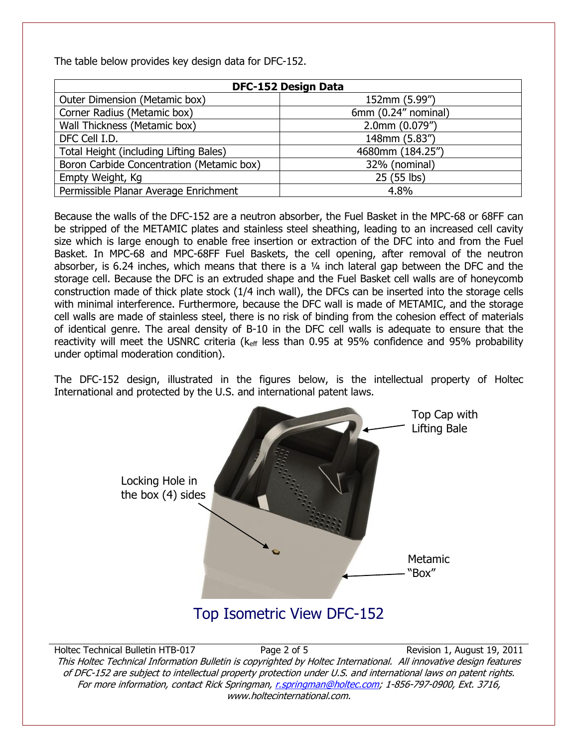The table below provides key design data for DFC-152.

| DFC-152 Design Data | |
|---|---|
| Outer Dimension (Metamic box) | 152mm (5.99”) |
| Corner Radius (Metamic box) | 6mm (0.24” nominal) |
| Wall Thickness (Metamic box) | 2.0mm (0.079”) |
| DFC Cell I.D. | 148mm (5.83”) |
| Total Height (including Lifting Bales) | 4680mm (184.25”) |
| Boron Carbide Concentration (Metamic box) | 32% (nominal) |
| Empty Weight, Kg | 25 (55 lbs) |
| Permissible Planar Average Enrichment | 4.8% |

Because the walls of the DFC-152 are a neutron absorber, the Fuel Basket in the MPC-68 or 68FF can be stripped of the METAMIC plates and stainless steel sheathing, leading to an increased cell cavity size which is large enough to enable free insertion or extraction of the DFC into and from the Fuel Basket. In MPC-68 and MPC-68FF Fuel Baskets, the cell opening, after removal of the neutron absorber, is 6.24 inches, which means that there is a ¼ inch lateral gap between the DFC and the storage cell. Because the DFC is an extruded shape and the Fuel Basket cell walls are of honeycomb construction made of thick plate stock (1/4 inch wall), the DFCs can be inserted into the storage cells with minimal interference. Furthermore, because the DFC wall is made of METAMIC, and the storage cell walls are made of stainless steel, there is no risk of binding from the cohesion effect of materials of identical genre. The areal density of B-10 in the DFC cell walls is adequate to ensure that the reactivity will meet the USNRC criteria ($k_{eff}$ less than 0.95 at 95% confidence and 95% probability under optimal moderation condition).

The DFC-152 design, illustrated in the figures below, is the intellectual property of Holtec International and protected by the U.S. and international patent laws.

Top Cap with Lifting Bale

Locking Hole in the box (4) sides

Metamic “Box”

Top Isometric View DFC-152

*This Holtec Technical Information Bulletin is copyrighted by Holtec International. All innovative design features of DFC-152 are subject to intellectual property protection under U.S. and international laws on patent rights. For more information, contact Rick Springman, r.springman@holtec.com; 1-856-797-0900, Ext. 3716, www.holtecinternational.com.*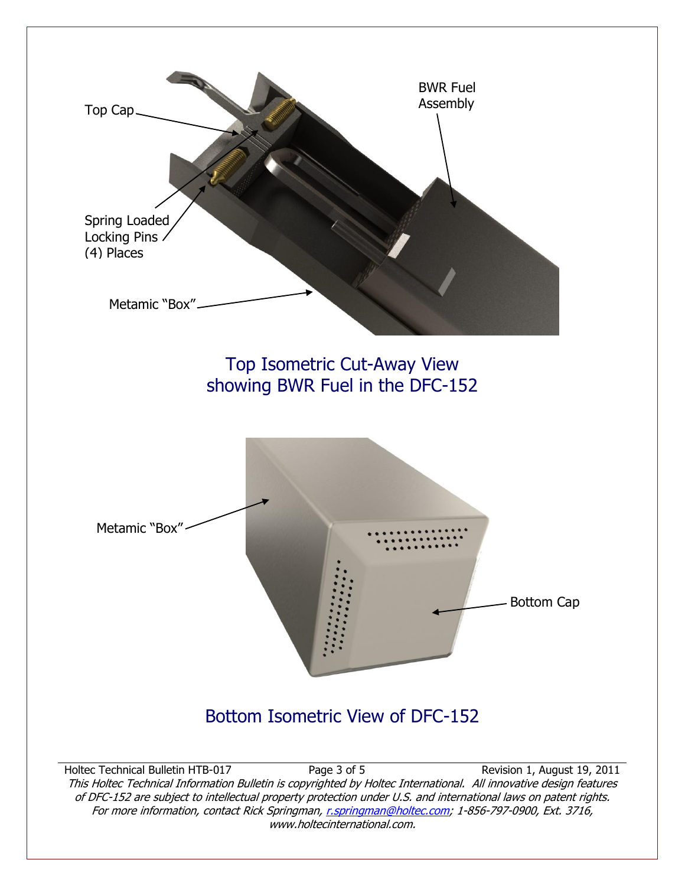Top Cap

BWR Fuel Assembly

Spring Loaded Locking Pins (4) Places

Metamic "Box"

Top Isometric Cut-Away View showing BWR Fuel in the DFC-152

Metamic "Box"

Bottom Cap

Bottom Isometric View of DFC-152

*This Holtec Technical Information Bulletin is copyrighted by Holtec International. All innovative design features of DFC-152 are subject to intellectual property protection under U.S. and international laws on patent rights. For more information, contact Rick Springman, r.springman@holtec.com; 1-856-797-0900, Ext. 3716, www.holtecinternational.com.*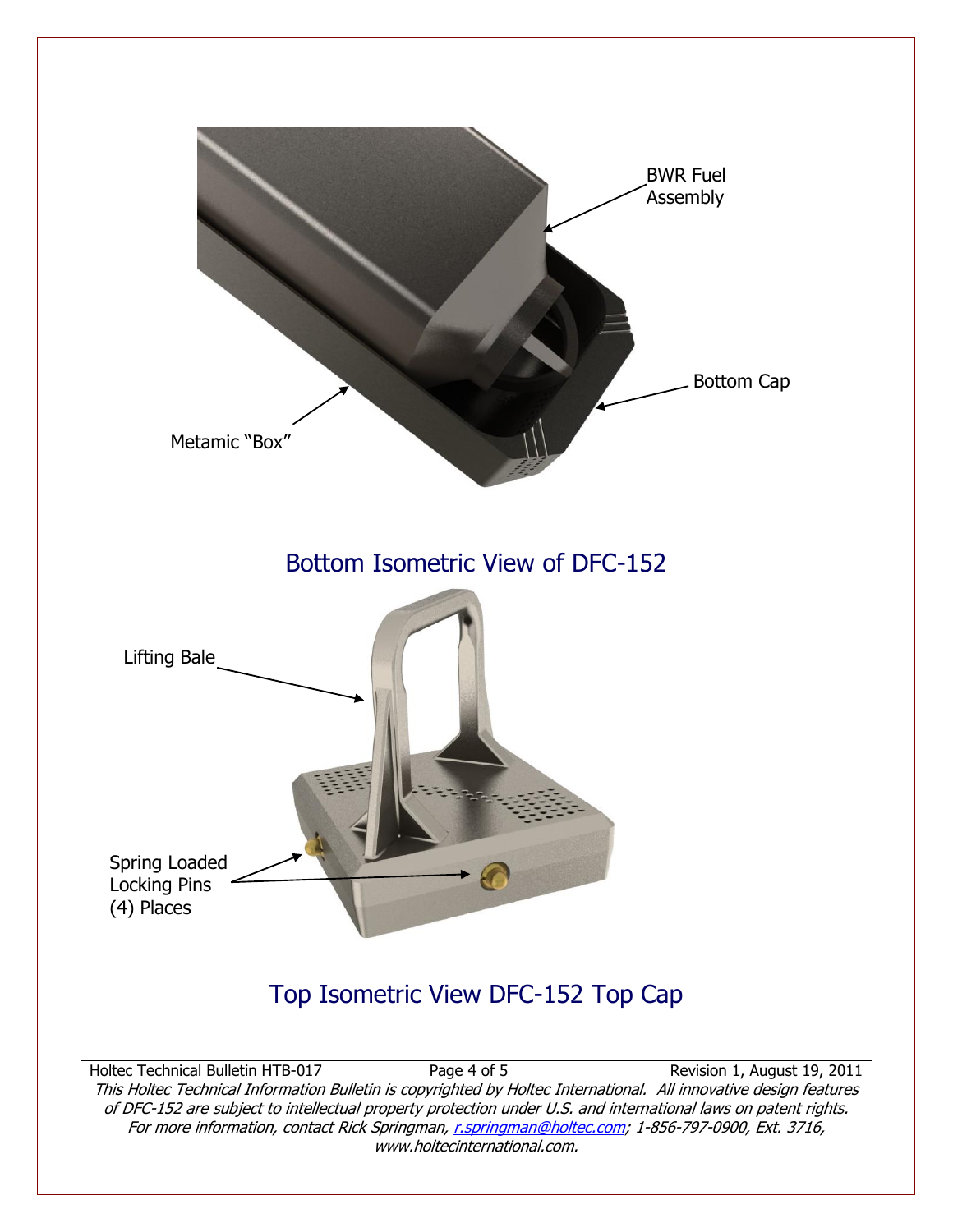BWR Fuel Assembly

Bottom Cap

Metamic "Box"

## Bottom Isometric View of DFC-152

Lifting Bale

Spring Loaded Locking Pins (4) Places

## Top Isometric View DFC-152 Top Cap

*This Holtec Technical Information Bulletin is copyrighted by Holtec International. All innovative design features of DFC-152 are subject to intellectual property protection under U.S. and international laws on patent rights. For more information, contact Rick Springman, [r.springman@holtec.com](mailto:r.springman@holtec.com); 1-856-797-0900, Ext. 3716, www.holtecinternational.com.*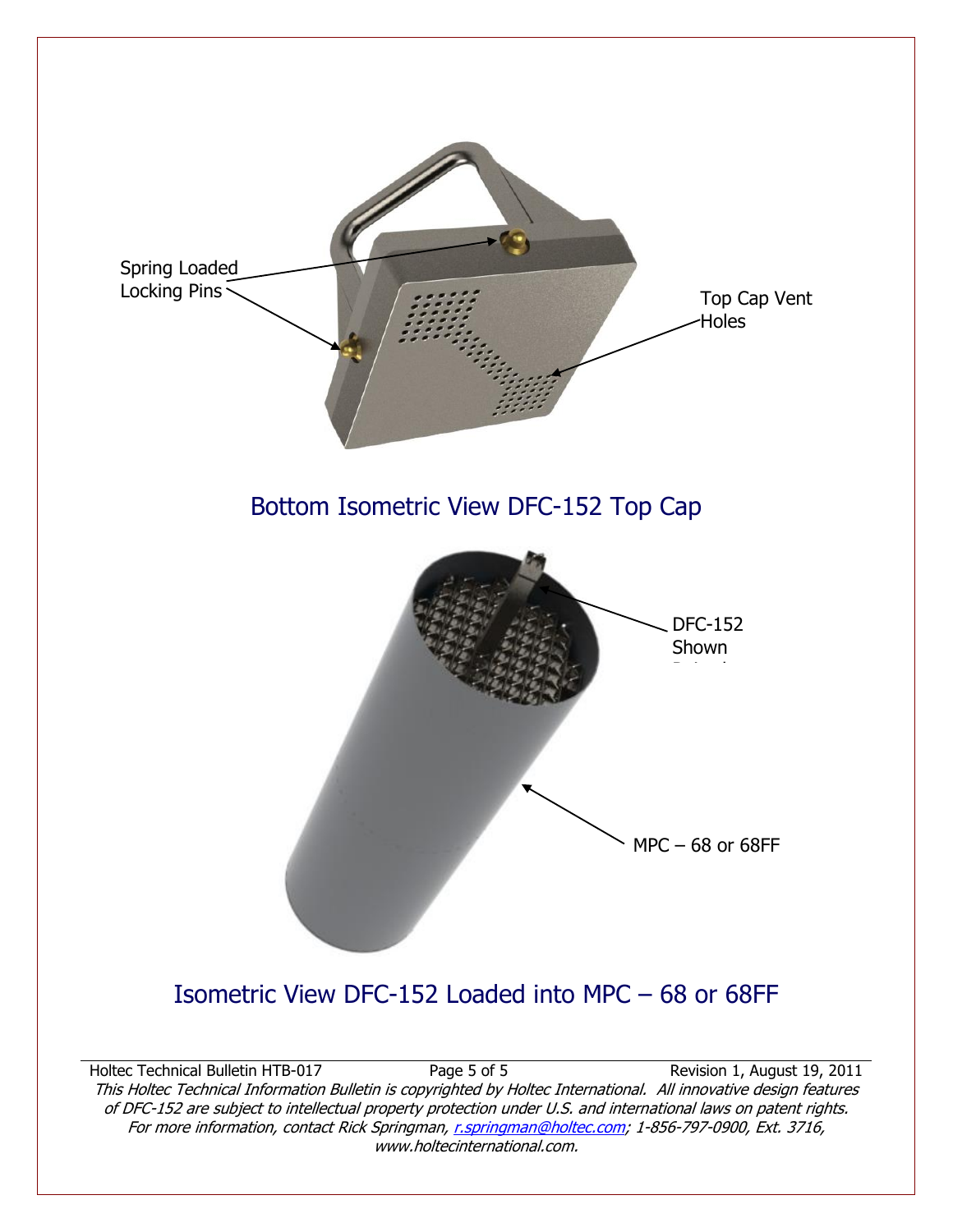Spring Loaded Locking Pins

Top Cap Vent Holes

## Bottom Isometric View DFC-152 Top Cap

DFC-152 Shown

MPC – 68 or 68FF

## Isometric View DFC-152 Loaded into MPC – 68 or 68FF

*This Holtec Technical Information Bulletin is copyrighted by Holtec International. All innovative design features of DFC-152 are subject to intellectual property protection under U.S. and international laws on patent rights. For more information, contact Rick Springman, r.springman@holtec.com; 1-856-797-0900, Ext. 3716, www.holtecinternational.com.*